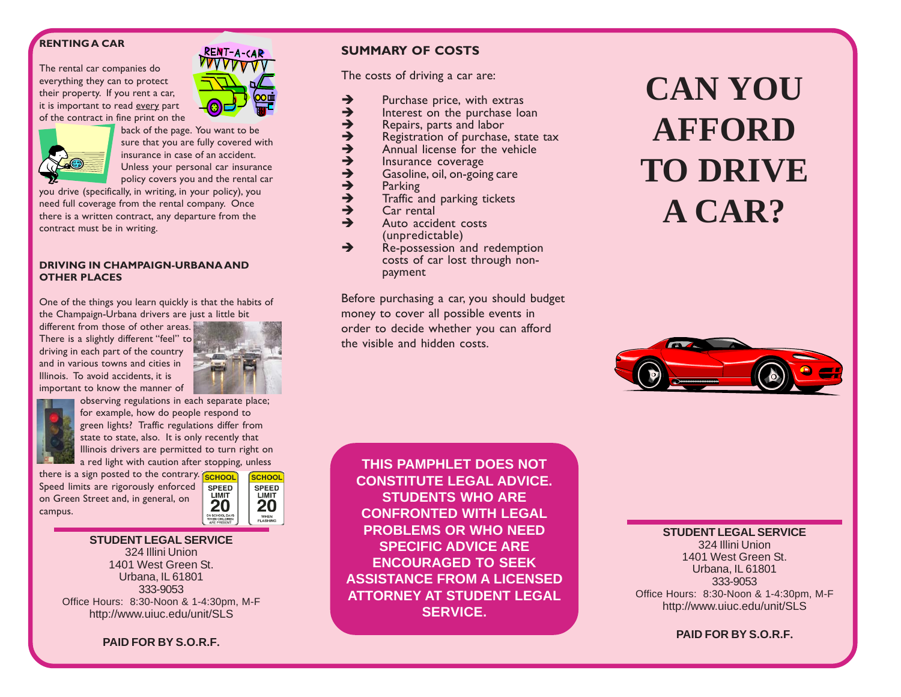## RENTING A CAR

The rental car companies do everything they can to protect their property. If you rent a car, it is important to read every part of the contract in fine print on the back of the page. You want to be sure that you are fully covered with insurance in case of an accident. Unless your personal car insurance policy covers you and the rental car you drive (specifically, in writing, in your policy), you need full coverage from the rental company. Once there is a written contract, any departure from the contract must be in writing.

## DRIVING IN CHAMPAIGN-URBANA AND OTHER PLACES

One of the things you learn quickly is that the habits of the Champaign-Urbana drivers are just a little bit different from those of other areas. There is a slightly different "feel" to driving in each part of the country and in various towns and cities in Illinois. To avoid accidents, it is important to know the manner of observing regulations in each separate place; for example, how do people respond to green lights? Traffic regulations differ from state to state, also. It is only recently that Illinois drivers are permitted to turn right on a red light with caution after stopping, unless there is a sign posted to the contrary. Speed limits are rigorously enforced on Green Street and, in general, on campus.

**STUDENT LEGAL SERVICE**
324 Illini Union
1401 West Green St.
Urbana, IL 61801
333-9053
Office Hours: 8:30-Noon & 1-4:30pm, M-F
http://www.uiuc.edu/unit/SLS

**PAID FOR BY S.O.R.F.**

## SUMMARY OF COSTS

The costs of driving a car are:

- ➔ Purchase price, with extras
- ➔ Interest on the purchase loan
- ➔ Repairs, parts and labor
- ➔ Registration of purchase, state tax
- ➔ Annual license for the vehicle
- ➔ Insurance coverage
- ➔ Gasoline, oil, on-going care
- ➔ Parking
- ➔ Traffic and parking tickets
- ➔ Car rental
- ➔ Auto accident costs (unpredictable)
- ➔ Re-possession and redemption costs of car lost through non-payment

Before purchasing a car, you should budget money to cover all possible events in order to decide whether you can afford the visible and hidden costs.

**THIS PAMPHLET DOES NOT CONSTITUTE LEGAL ADVICE. STUDENTS WHO ARE CONFRONTED WITH LEGAL PROBLEMS OR WHO NEED SPECIFIC ADVICE ARE ENCOURAGED TO SEEK ASSISTANCE FROM A LICENSED ATTORNEY AT STUDENT LEGAL SERVICE.**

# CAN YOU AFFORD TO DRIVE A CAR?

**STUDENT LEGAL SERVICE**
324 Illini Union
1401 West Green St.
Urbana, IL 61801
333-9053
Office Hours: 8:30-Noon & 1-4:30pm, M-F
http://www.uiuc.edu/unit/SLS

**PAID FOR BY S.O.R.F.**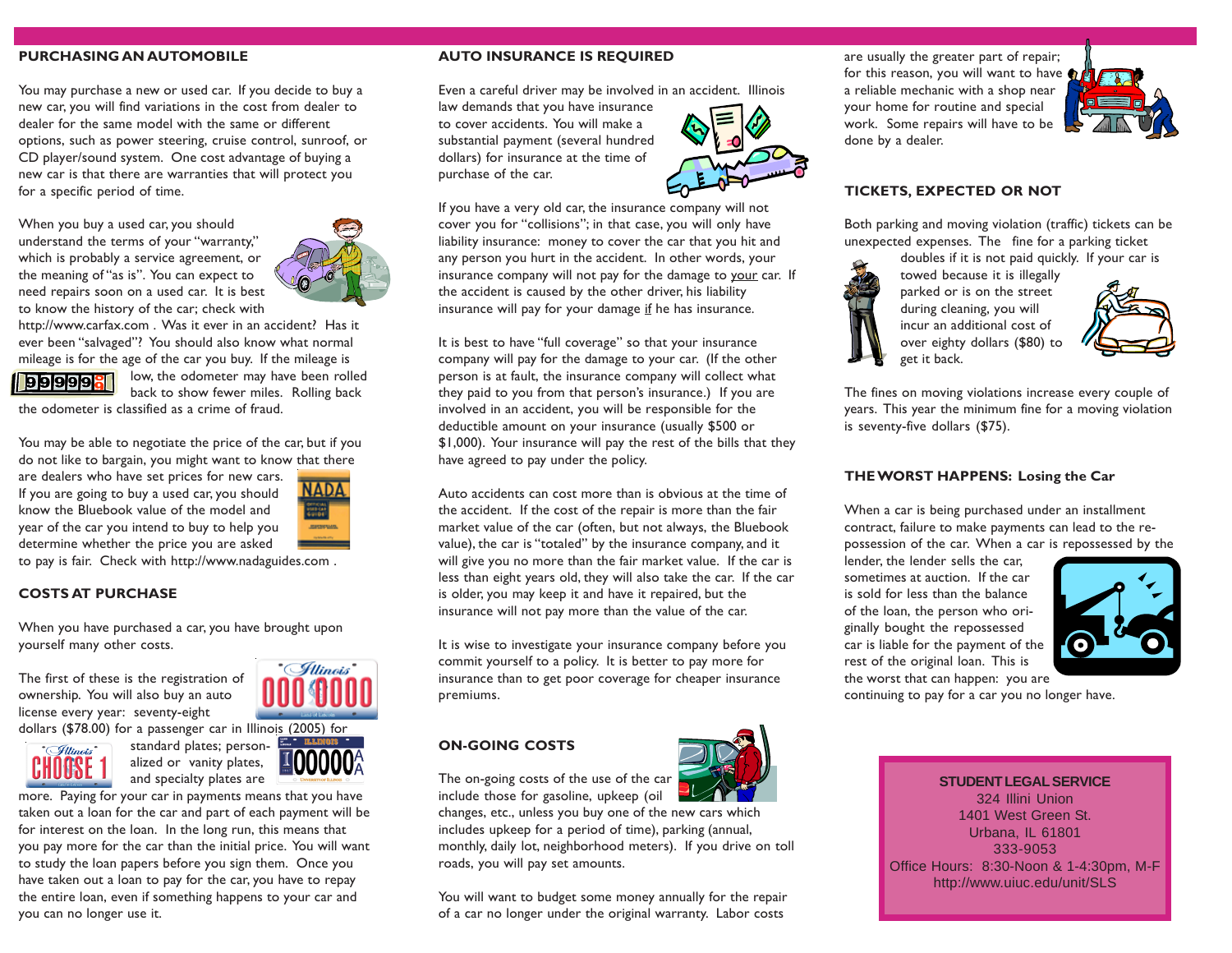## PURCHASING AN AUTOMOBILE

You may purchase a new or used car. If you decide to buy a new car, you will find variations in the cost from dealer to dealer for the same model with the same or different options, such as power steering, cruise control, sunroof, or CD player/sound system. One cost advantage of buying a new car is that there are warranties that will protect you for a specific period of time.

When you buy a used car, you should understand the terms of your "warranty," which is probably a service agreement, or the meaning of "as is". You can expect to need repairs soon on a used car. It is best to know the history of the car; check with http://www.carfax.com . Was it ever in an accident? Has it ever been "salvaged"? You should also know what normal mileage is for the age of the car you buy. If the mileage is low, the odometer may have been rolled back to show fewer miles. Rolling back the odometer is classified as a crime of fraud.

You may be able to negotiate the price of the car, but if you do not like to bargain, you might want to know that there are dealers who have set prices for new cars. If you are going to buy a used car, you should know the Bluebook value of the model and year of the car you intend to buy to help you determine whether the price you are asked to pay is fair. Check with http://www.nadaguides.com .

## COSTS AT PURCHASE

When you have purchased a car, you have brought upon yourself many other costs.

The first of these is the registration of ownership. You will also buy an auto license every year: seventy-eight dollars ($78.00) for a passenger car in Illinois (2005) for standard plates; personalized or vanity plates, and specialty plates are more. Paying for your car in payments means that you have taken out a loan for the car and part of each payment will be for interest on the loan. In the long run, this means that you pay more for the car than the initial price. You will want to study the loan papers before you sign them. Once you have taken out a loan to pay for the car, you have to repay the entire loan, even if something happens to your car and you can no longer use it.

## AUTO INSURANCE IS REQUIRED

Even a careful driver may be involved in an accident. Illinois law demands that you have insurance to cover accidents. You will make a substantial payment (several hundred dollars) for insurance at the time of purchase of the car.

If you have a very old car, the insurance company will not cover you for "collisions"; in that case, you will only have liability insurance: money to cover the car that you hit and any person you hurt in the accident. In other words, your insurance company will not pay for the damage to your car. If the accident is caused by the other driver, his liability insurance will pay for your damage if he has insurance.

It is best to have "full coverage" so that your insurance company will pay for the damage to your car. (If the other person is at fault, the insurance company will collect what they paid to you from that person's insurance.) If you are involved in an accident, you will be responsible for the deductible amount on your insurance (usually $500 or $1,000). Your insurance will pay the rest of the bills that they have agreed to pay under the policy.

Auto accidents can cost more than is obvious at the time of the accident. If the cost of the repair is more than the fair market value of the car (often, but not always, the Bluebook value), the car is "totaled" by the insurance company, and it will give you no more than the fair market value. If the car is less than eight years old, they will also take the car. If the car is older, you may keep it and have it repaired, but the insurance will not pay more than the value of the car.

It is wise to investigate your insurance company before you commit yourself to a policy. It is better to pay more for insurance than to get poor coverage for cheaper insurance premiums.

## ON-GOING COSTS

The on-going costs of the use of the car include those for gasoline, upkeep (oil changes, etc., unless you buy one of the new cars which includes upkeep for a period of time), parking (annual, monthly, daily lot, neighborhood meters). If you drive on toll roads, you will pay set amounts.

You will want to budget some money annually for the repair of a car no longer under the original warranty. Labor costs are usually the greater part of repair; for this reason, you will want to have a reliable mechanic with a shop near your home for routine and special work. Some repairs will have to be done by a dealer.

## TICKETS, EXPECTED OR NOT

Both parking and moving violation (traffic) tickets can be unexpected expenses. The fine for a parking ticket doubles if it is not paid quickly. If your car is towed because it is illegally parked or is on the street during cleaning, you will incur an additional cost of over eighty dollars ($80) to get it back.

The fines on moving violations increase every couple of years. This year the minimum fine for a moving violation is seventy-five dollars ($75).

## THE WORST HAPPENS: Losing the Car

When a car is being purchased under an installment contract, failure to make payments can lead to the re-possession of the car. When a car is repossessed by the lender, the lender sells the car, sometimes at auction. If the car is sold for less than the balance of the loan, the person who originally bought the repossessed car is liable for the payment of the rest of the original loan. This is the worst that can happen: you are continuing to pay for a car you no longer have.

**STUDENT LEGAL SERVICE**
324 Illini Union
1401 West Green St.
Urbana, IL 61801
333-9053
Office Hours: 8:30-Noon & 1-4:30pm, M-F
http://www.uiuc.edu/unit/SLS